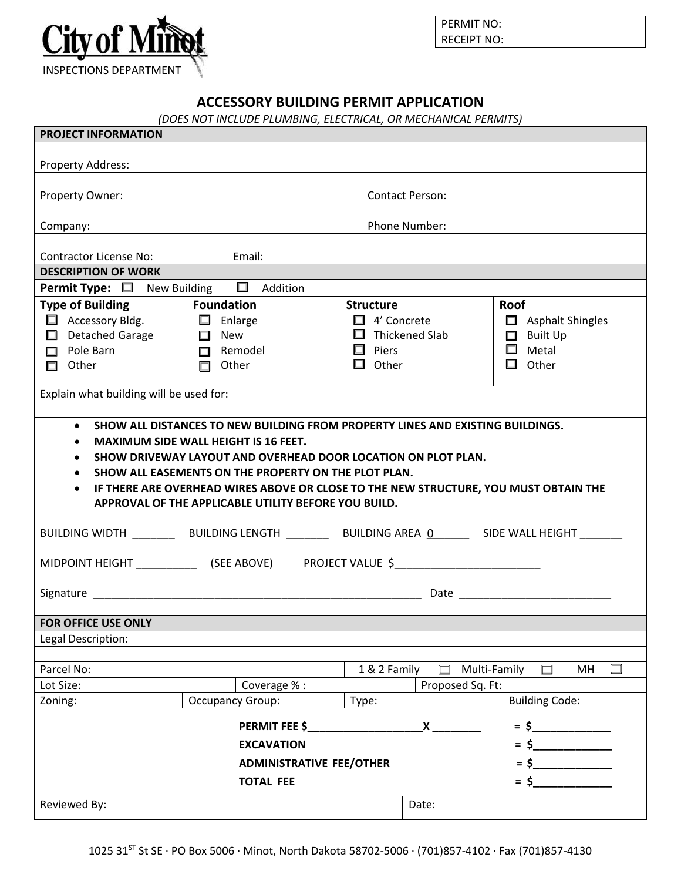# City of Minot

INSPECTIONS DEPARTMENT

| PERMIT NO: |
| --- |
| RECEIPT NO: |

## ACCESSORY BUILDING PERMIT APPLICATION

*(DOES NOT INCLUDE PLUMBING, ELECTRICAL, OR MECHANICAL PERMITS)*

### PROJECT INFORMATION

| | |
| --- | --- |
| Property Address: | |
| Property Owner: | Contact Person: |
| Company: | Phone Number: |
| Contractor License No: | Email: |

### DESCRIPTION OF WORK

**Permit Type:** ☐ New Building ☐ Addition

| Type of Building | Foundation | Structure | Roof |
| --- | --- | --- | --- |
| ☐ Accessory Bldg. | ☐ Enlarge | ☐ 4' Concrete | ☐ Asphalt Shingles |
| ☐ Detached Garage | ☐ New | ☐ Thickened Slab | ☐ Built Up |
| ☐ Pole Barn | ☐ Remodel | ☐ Piers | ☐ Metal |
| ☐ Other | ☐ Other | ☐ Other | ☐ Other |

Explain what building will be used for:

- **SHOW ALL DISTANCES TO NEW BUILDING FROM PROPERTY LINES AND EXISTING BUILDINGS.**
- **MAXIMUM SIDE WALL HEIGHT IS 16 FEET.**
- **SHOW DRIVEWAY LAYOUT AND OVERHEAD DOOR LOCATION ON PLOT PLAN.**
- **SHOW ALL EASEMENTS ON THE PROPERTY ON THE PLOT PLAN.**
- **IF THERE ARE OVERHEAD WIRES ABOVE OR CLOSE TO THE NEW STRUCTURE, YOU MUST OBTAIN THE APPROVAL OF THE APPLICABLE UTILITY BEFORE YOU BUILD.**

BUILDING WIDTH _______ BUILDING LENGTH _______ BUILDING AREA 0______ SIDE WALL HEIGHT _______

MIDPOINT HEIGHT __________ (SEE ABOVE) PROJECT VALUE $________________________

Signature ______________________________________________________ Date ________________________

### FOR OFFICE USE ONLY

Legal Description:

| | | | | |
| --- | --- | --- | --- | --- |
| Parcel No: | | 1 & 2 Family ☐ Multi-Family ☐ MH ☐ | | |
| Lot Size: | Coverage % : | | Proposed Sq. Ft: | |
| Zoning: | Occupancy Group: | Type: | | Building Code: |

**PERMIT FEE $___________________X _______** = $____________

**EXCAVATION** = $____________

**ADMINISTRATIVE FEE/OTHER** = $____________

**TOTAL FEE** = $____________

| Reviewed By: | Date: |
| --- | --- |

1025 31ST St SE · PO Box 5006 · Minot, North Dakota 58702-5006 · (701)857-4102 · Fax (701)857-4130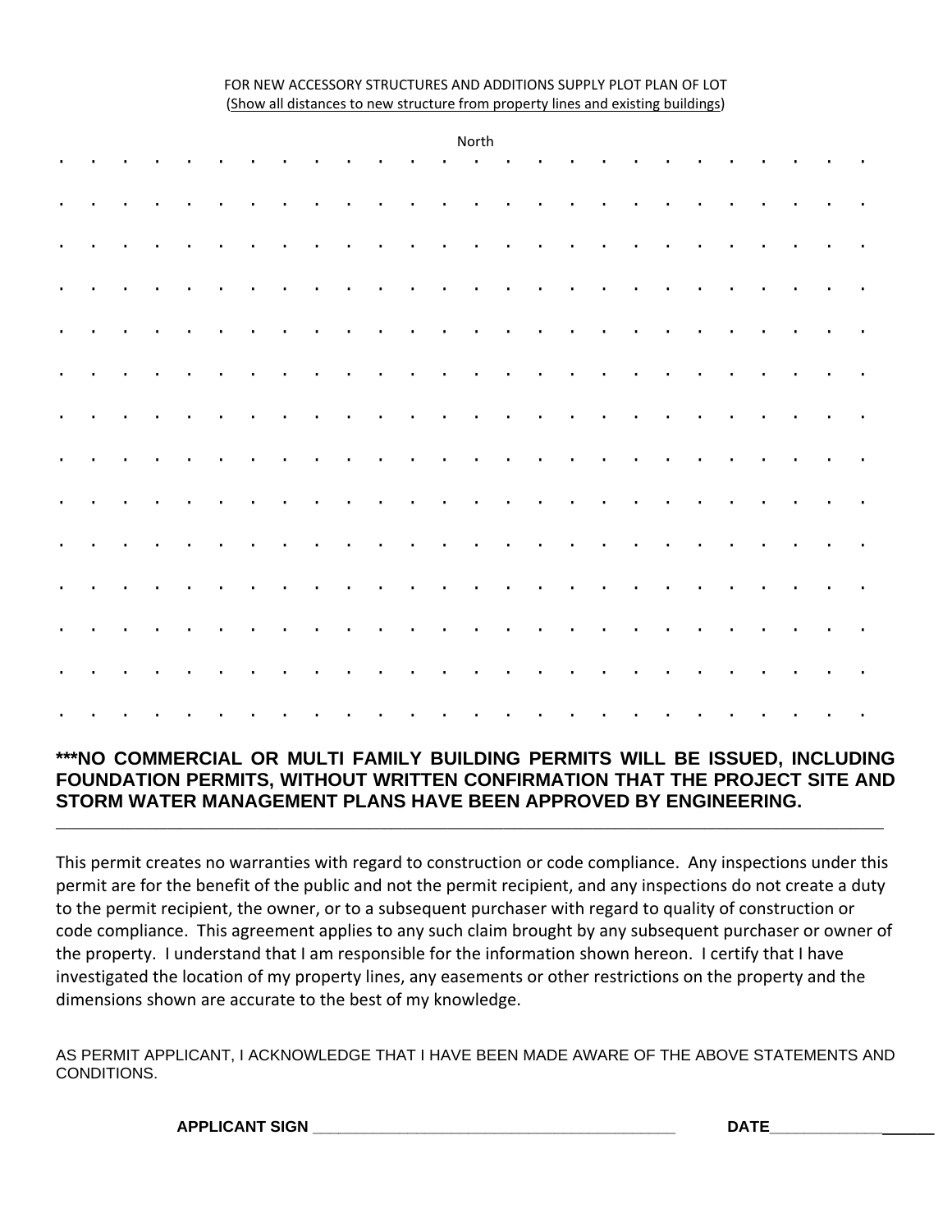FOR NEW ACCESSORY STRUCTURES AND ADDITIONS SUPPLY PLOT PLAN OF LOT
(Show all distances to new structure from property lines and existing buildings)

North

**\*\*\*NO COMMERCIAL OR MULTI FAMILY BUILDING PERMITS WILL BE ISSUED, INCLUDING FOUNDATION PERMITS, WITHOUT WRITTEN CONFIRMATION THAT THE PROJECT SITE AND STORM WATER MANAGEMENT PLANS HAVE BEEN APPROVED BY ENGINEERING.**

---

This permit creates no warranties with regard to construction or code compliance. Any inspections under this permit are for the benefit of the public and not the permit recipient, and any inspections do not create a duty to the permit recipient, the owner, or to a subsequent purchaser with regard to quality of construction or code compliance. This agreement applies to any such claim brought by any subsequent purchaser or owner of the property. I understand that I am responsible for the information shown hereon. I certify that I have investigated the location of my property lines, any easements or other restrictions on the property and the dimensions shown are accurate to the best of my knowledge.

AS PERMIT APPLICANT, I ACKNOWLEDGE THAT I HAVE BEEN MADE AWARE OF THE ABOVE STATEMENTS AND CONDITIONS.

**APPLICANT SIGN** ___________________________________________ **DATE**___________________